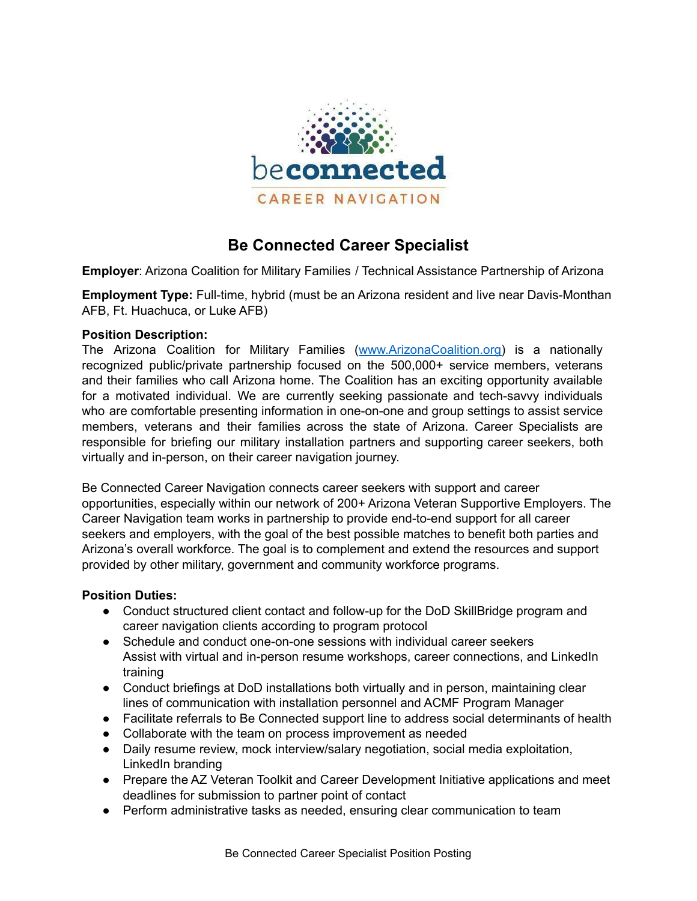# Be Connected Career Specialist

**Employer**: Arizona Coalition for Military Families / Technical Assistance Partnership of Arizona

**Employment Type:** Full-time, hybrid (must be an Arizona resident and live near Davis-Monthan AFB, Ft. Huachuca, or Luke AFB)

**Position Description:**
The Arizona Coalition for Military Families (www.ArizonaCoalition.org) is a nationally recognized public/private partnership focused on the 500,000+ service members, veterans and their families who call Arizona home. The Coalition has an exciting opportunity available for a motivated individual. We are currently seeking passionate and tech-savvy individuals who are comfortable presenting information in one-on-one and group settings to assist service members, veterans and their families across the state of Arizona. Career Specialists are responsible for briefing our military installation partners and supporting career seekers, both virtually and in-person, on their career navigation journey.

Be Connected Career Navigation connects career seekers with support and career opportunities, especially within our network of 200+ Arizona Veteran Supportive Employers. The Career Navigation team works in partnership to provide end-to-end support for all career seekers and employers, with the goal of the best possible matches to benefit both parties and Arizona's overall workforce. The goal is to complement and extend the resources and support provided by other military, government and community workforce programs.

**Position Duties:**

- Conduct structured client contact and follow-up for the DoD SkillBridge program and career navigation clients according to program protocol
- Schedule and conduct one-on-one sessions with individual career seekers
  Assist with virtual and in-person resume workshops, career connections, and LinkedIn training
- Conduct briefings at DoD installations both virtually and in person, maintaining clear lines of communication with installation personnel and ACMF Program Manager
- Facilitate referrals to Be Connected support line to address social determinants of health
- Collaborate with the team on process improvement as needed
- Daily resume review, mock interview/salary negotiation, social media exploitation, LinkedIn branding
- Prepare the AZ Veteran Toolkit and Career Development Initiative applications and meet deadlines for submission to partner point of contact
- Perform administrative tasks as needed, ensuring clear communication to team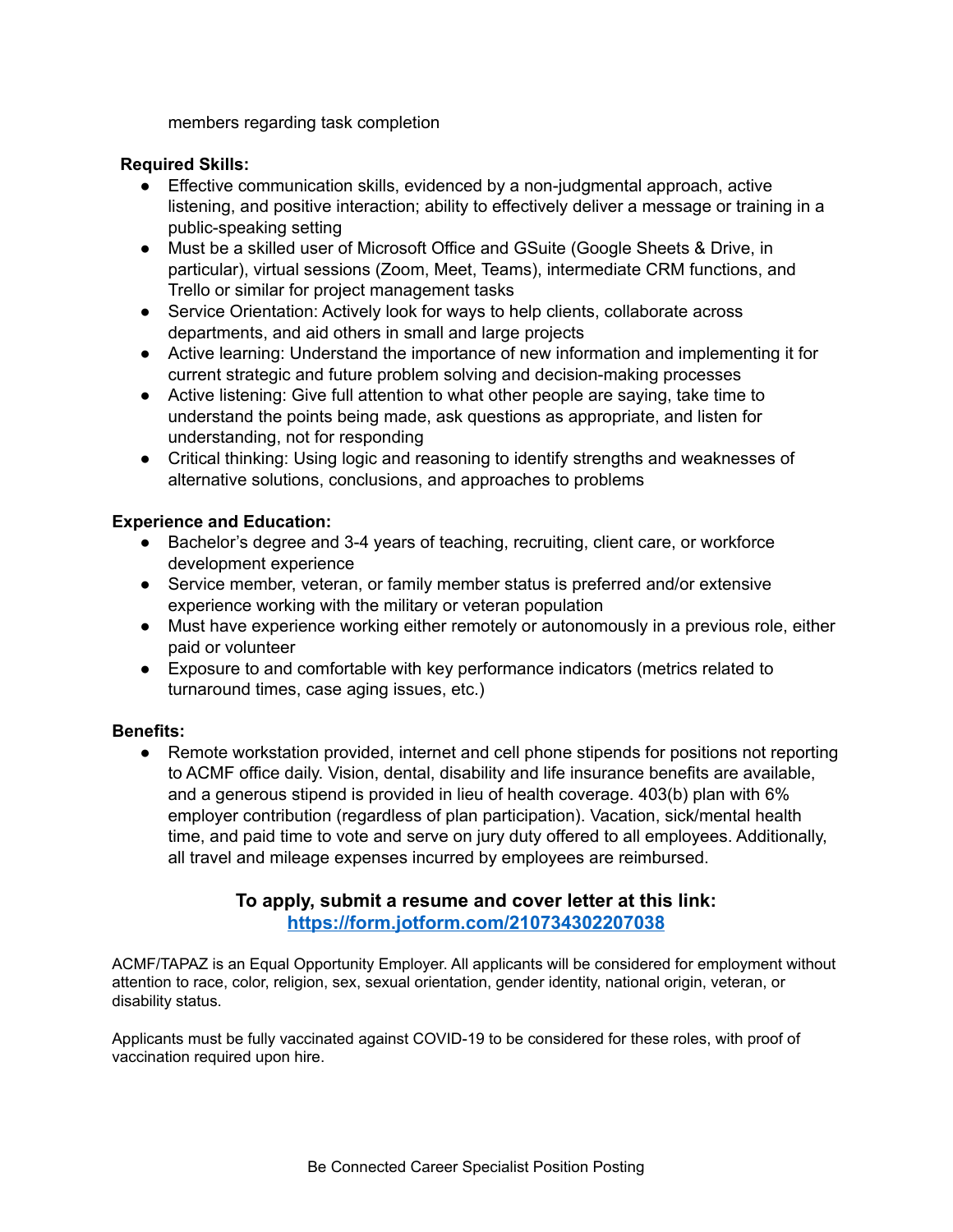members regarding task completion

**Required Skills:**

- Effective communication skills, evidenced by a non-judgmental approach, active listening, and positive interaction; ability to effectively deliver a message or training in a public-speaking setting
- Must be a skilled user of Microsoft Office and GSuite (Google Sheets & Drive, in particular), virtual sessions (Zoom, Meet, Teams), intermediate CRM functions, and Trello or similar for project management tasks
- Service Orientation: Actively look for ways to help clients, collaborate across departments, and aid others in small and large projects
- Active learning: Understand the importance of new information and implementing it for current strategic and future problem solving and decision-making processes
- Active listening: Give full attention to what other people are saying, take time to understand the points being made, ask questions as appropriate, and listen for understanding, not for responding
- Critical thinking: Using logic and reasoning to identify strengths and weaknesses of alternative solutions, conclusions, and approaches to problems

**Experience and Education:**

- Bachelor's degree and 3-4 years of teaching, recruiting, client care, or workforce development experience
- Service member, veteran, or family member status is preferred and/or extensive experience working with the military or veteran population
- Must have experience working either remotely or autonomously in a previous role, either paid or volunteer
- Exposure to and comfortable with key performance indicators (metrics related to turnaround times, case aging issues, etc.)

**Benefits:**

- Remote workstation provided, internet and cell phone stipends for positions not reporting to ACMF office daily. Vision, dental, disability and life insurance benefits are available, and a generous stipend is provided in lieu of health coverage. 403(b) plan with 6% employer contribution (regardless of plan participation). Vacation, sick/mental health time, and paid time to vote and serve on jury duty offered to all employees. Additionally, all travel and mileage expenses incurred by employees are reimbursed.

**To apply, submit a resume and cover letter at this link:**
**https://form.jotform.com/210734302207038**

ACMF/TAPAZ is an Equal Opportunity Employer. All applicants will be considered for employment without attention to race, color, religion, sex, sexual orientation, gender identity, national origin, veteran, or disability status.

Applicants must be fully vaccinated against COVID-19 to be considered for these roles, with proof of vaccination required upon hire.